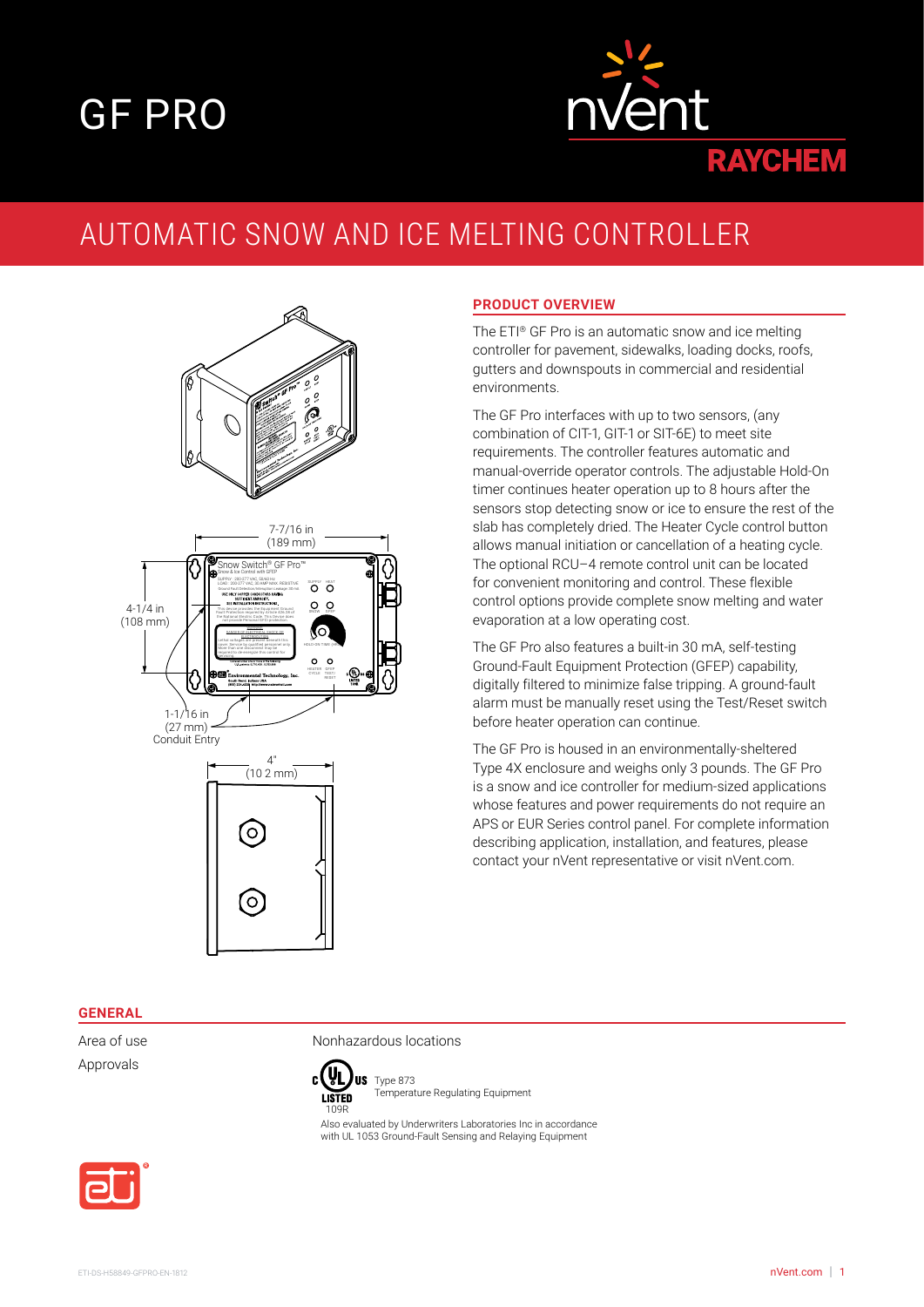# GF PRO

nVent RAYCHEM

## AUTOMATIC SNOW AND ICE MELTING CONTROLLER

7-7/16 in (189 mm)

4-1/4 in (108 mm)

1-1/16 in (27 mm) Conduit Entry

4" (10 2 mm)

### PRODUCT OVERVIEW

The ETI® GF Pro is an automatic snow and ice melting controller for pavement, sidewalks, loading docks, roofs, gutters and downspouts in commercial and residential environments.

The GF Pro interfaces with up to two sensors, (any combination of CIT-1, GIT-1 or SIT-6E) to meet site requirements. The controller features automatic and manual-override operator controls. The adjustable Hold-On timer continues heater operation up to 8 hours after the sensors stop detecting snow or ice to ensure the rest of the slab has completely dried. The Heater Cycle control button allows manual initiation or cancellation of a heating cycle. The optional RCU–4 remote control unit can be located for convenient monitoring and control. These flexible control options provide complete snow melting and water evaporation at a low operating cost.

The GF Pro also features a built-in 30 mA, self-testing Ground-Fault Equipment Protection (GFEP) capability, digitally filtered to minimize false tripping. A ground-fault alarm must be manually reset using the Test/Reset switch before heater operation can continue.

The GF Pro is housed in an environmentally-sheltered Type 4X enclosure and weighs only 3 pounds. The GF Pro is a snow and ice controller for medium-sized applications whose features and power requirements do not require an APS or EUR Series control panel. For complete information describing application, installation, and features, please contact your nVent representative or visit nVent.com.

### GENERAL

| | |
|---|---|
| Area of use | Nonhazardous locations |
| Approvals | c UL us LISTED 109R — Type 873 Temperature Regulating Equipment<br>Also evaluated by Underwriters Laboratories Inc in accordance with UL 1053 Ground-Fault Sensing and Relaying Equipment |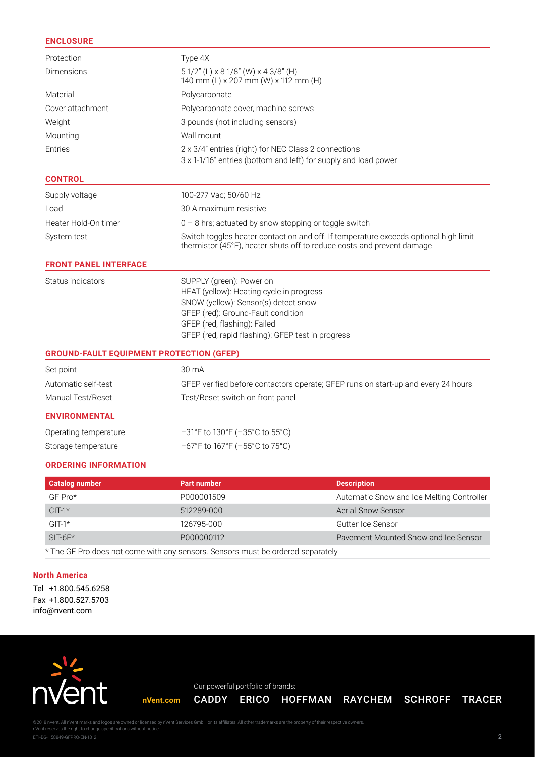## ENCLOSURE

| | |
|---|---|
| Protection | Type 4X |
| Dimensions | 5 1/2" (L) x 8 1/8" (W) x 4 3/8" (H)<br>140 mm (L) x 207 mm (W) x 112 mm (H) |
| Material | Polycarbonate |
| Cover attachment | Polycarbonate cover, machine screws |
| Weight | 3 pounds (not including sensors) |
| Mounting | Wall mount |
| Entries | 2 x 3/4" entries (right) for NEC Class 2 connections<br>3 x 1-1/16" entries (bottom and left) for supply and load power |

## CONTROL

| | |
|---|---|
| Supply voltage | 100-277 Vac; 50/60 Hz |
| Load | 30 A maximum resistive |
| Heater Hold-On timer | 0 – 8 hrs; actuated by snow stopping or toggle switch |
| System test | Switch toggles heater contact on and off. If temperature exceeds optional high limit thermistor (45°F), heater shuts off to reduce costs and prevent damage |

## FRONT PANEL INTERFACE

| | |
|---|---|
| Status indicators | SUPPLY (green): Power on<br>HEAT (yellow): Heating cycle in progress<br>SNOW (yellow): Sensor(s) detect snow<br>GFEP (red): Ground-Fault condition<br>GFEP (red, flashing): Failed<br>GFEP (red, rapid flashing): GFEP test in progress |

## GROUND-FAULT EQUIPMENT PROTECTION (GFEP)

| | |
|---|---|
| Set point | 30 mA |
| Automatic self-test | GFEP verified before contactors operate; GFEP runs on start-up and every 24 hours |
| Manual Test/Reset | Test/Reset switch on front panel |

## ENVIRONMENTAL

| | |
|---|---|
| Operating temperature | –31°F to 130°F (–35°C to 55°C) |
| Storage temperature | –67°F to 167°F (–55°C to 75°C) |

## ORDERING INFORMATION

| Catalog number | Part number | Description |
|---|---|---|
| GF Pro* | P000001509 | Automatic Snow and Ice Melting Controller |
| CIT-1* | 512289-000 | Aerial Snow Sensor |
| GIT-1* | 126795-000 | Gutter Ice Sensor |
| SIT-6E* | P000000112 | Pavement Mounted Snow and Ice Sensor |

* The GF Pro does not come with any sensors. Sensors must be ordered separately.

**North America**

Tel +1.800.545.6258
Fax +1.800.527.5703
info@nvent.com

nVent

Our powerful portfolio of brands:

nVent.com CADDY ERICO HOFFMAN RAYCHEM SCHROFF TRACER

©2018 nVent. All nVent marks and logos are owned or licensed by nVent Services GmbH or its affiliates. All other trademarks are the property of their respective owners.
nVent reserves the right to change specifications without notice.

ETI-DS-H58849-GFPRO-EN-1812